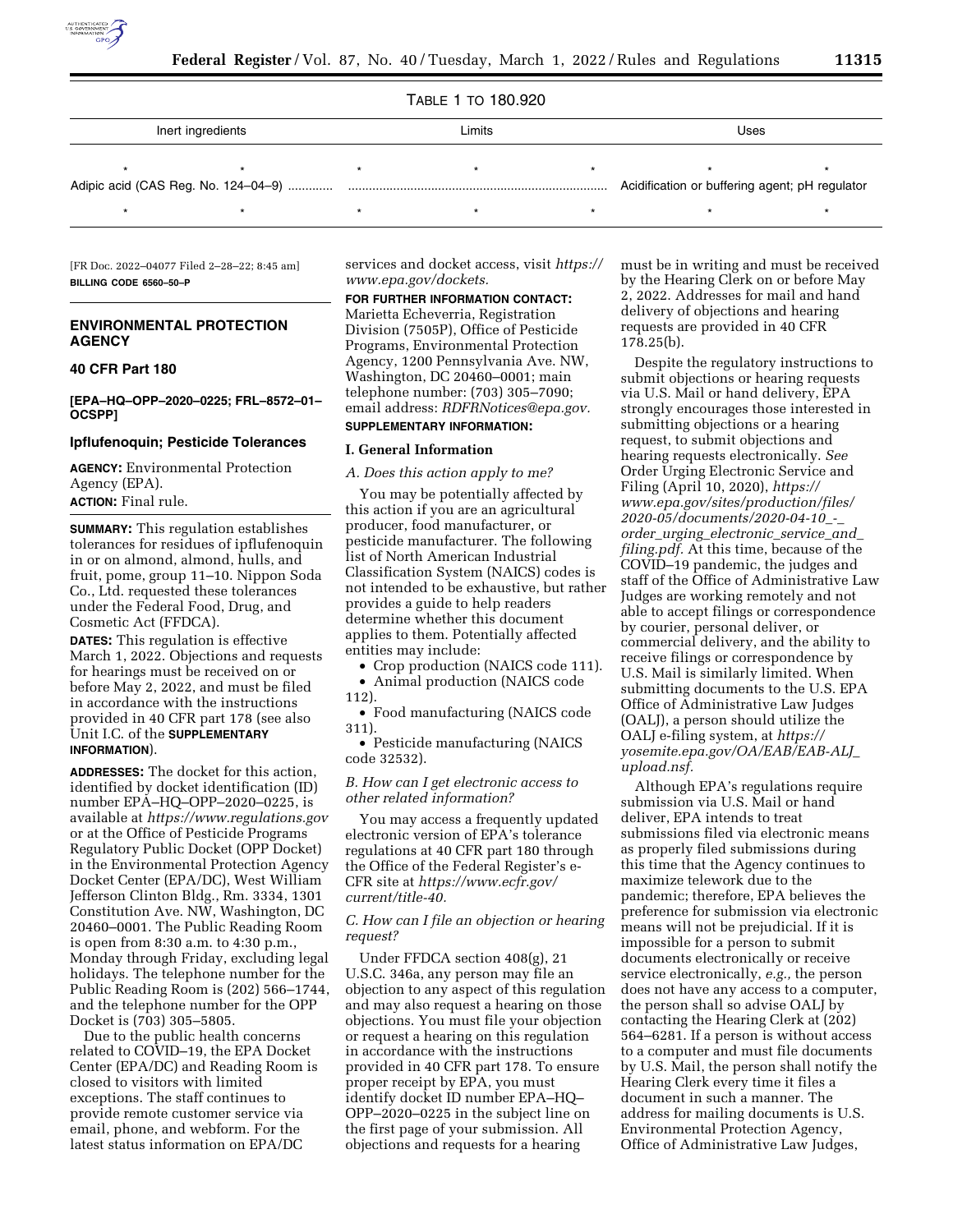TABLE 1 TO 180.920

| Inert ingredients | Limits | Uses |
|---|---|---|
| * * | * * * | * * |
| Adipic acid (CAS Reg. No. 124–04–9) ............. | ......................................................................... | Acidification or buffering agent; pH regulator |
| * * | * * * | * * |

[FR Doc. 2022–04077 Filed 2–28–22; 8:45 am]

**BILLING CODE 6560–50–P**

## ENVIRONMENTAL PROTECTION AGENCY

### 40 CFR Part 180

**[EPA–HQ–OPP–2020–0225; FRL–8572–01–OCSPP]**

### Ipflufenoquin; Pesticide Tolerances

**AGENCY:** Environmental Protection Agency (EPA).

**ACTION:** Final rule.

**SUMMARY:** This regulation establishes tolerances for residues of ipflufenoquin in or on almond, almond, hulls, and fruit, pome, group 11–10. Nippon Soda Co., Ltd. requested these tolerances under the Federal Food, Drug, and Cosmetic Act (FFDCA).

**DATES:** This regulation is effective March 1, 2022. Objections and requests for hearings must be received on or before May 2, 2022, and must be filed in accordance with the instructions provided in 40 CFR part 178 (see also Unit I.C. of the **SUPPLEMENTARY INFORMATION**).

**ADDRESSES:** The docket for this action, identified by docket identification (ID) number EPA–HQ–OPP–2020–0225, is available at *https://www.regulations.gov* or at the Office of Pesticide Programs Regulatory Public Docket (OPP Docket) in the Environmental Protection Agency Docket Center (EPA/DC), West William Jefferson Clinton Bldg., Rm. 3334, 1301 Constitution Ave. NW, Washington, DC 20460–0001. The Public Reading Room is open from 8:30 a.m. to 4:30 p.m., Monday through Friday, excluding legal holidays. The telephone number for the Public Reading Room is (202) 566–1744, and the telephone number for the OPP Docket is (703) 305–5805.

Due to the public health concerns related to COVID–19, the EPA Docket Center (EPA/DC) and Reading Room is closed to visitors with limited exceptions. The staff continues to provide remote customer service via email, phone, and webform. For the latest status information on EPA/DC services and docket access, visit *https://www.epa.gov/dockets.*

**FOR FURTHER INFORMATION CONTACT:** Marietta Echeverria, Registration Division (7505P), Office of Pesticide Programs, Environmental Protection Agency, 1200 Pennsylvania Ave. NW, Washington, DC 20460–0001; main telephone number: (703) 305–7090; email address: *RDFRNotices@epa.gov.*

**SUPPLEMENTARY INFORMATION:**

#### I. General Information

*A. Does this action apply to me?*

You may be potentially affected by this action if you are an agricultural producer, food manufacturer, or pesticide manufacturer. The following list of North American Industrial Classification System (NAICS) codes is not intended to be exhaustive, but rather provides a guide to help readers determine whether this document applies to them. Potentially affected entities may include:

- Crop production (NAICS code 111).
- Animal production (NAICS code 112).
- Food manufacturing (NAICS code 311).
- Pesticide manufacturing (NAICS code 32532).

*B. How can I get electronic access to other related information?*

You may access a frequently updated electronic version of EPA's tolerance regulations at 40 CFR part 180 through the Office of the Federal Register's e-CFR site at *https://www.ecfr.gov/current/title-40.*

*C. How can I file an objection or hearing request?*

Under FFDCA section 408(g), 21 U.S.C. 346a, any person may file an objection to any aspect of this regulation and may also request a hearing on those objections. You must file your objection or request a hearing on this regulation in accordance with the instructions provided in 40 CFR part 178. To ensure proper receipt by EPA, you must identify docket ID number EPA–HQ–OPP–2020–0225 in the subject line on the first page of your submission. All objections and requests for a hearing must be in writing and must be received by the Hearing Clerk on or before May 2, 2022. Addresses for mail and hand delivery of objections and hearing requests are provided in 40 CFR 178.25(b).

Despite the regulatory instructions to submit objections or hearing requests via U.S. Mail or hand delivery, EPA strongly encourages those interested in submitting objections or a hearing request, to submit objections and hearing requests electronically. *See* Order Urging Electronic Service and Filing (April 10, 2020), *https://www.epa.gov/sites/production/files/2020-05/documents/2020-04-10_-_order_urging_electronic_service_and_filing.pdf.* At this time, because of the COVID–19 pandemic, the judges and staff of the Office of Administrative Law Judges are working remotely and not able to accept filings or correspondence by courier, personal deliver, or commercial delivery, and the ability to receive filings or correspondence by U.S. Mail is similarly limited. When submitting documents to the U.S. EPA Office of Administrative Law Judges (OALJ), a person should utilize the OALJ e-filing system, at *https://yosemite.epa.gov/OA/EAB/EAB-ALJ_upload.nsf.*

Although EPA's regulations require submission via U.S. Mail or hand deliver, EPA intends to treat submissions filed via electronic means as properly filed submissions during this time that the Agency continues to maximize telework due to the pandemic; therefore, EPA believes the preference for submission via electronic means will not be prejudicial. If it is impossible for a person to submit documents electronically or receive service electronically, *e.g.,* the person does not have any access to a computer, the person shall so advise OALJ by contacting the Hearing Clerk at (202) 564–6281. If a person is without access to a computer and must file documents by U.S. Mail, the person shall notify the Hearing Clerk every time it files a document in such a manner. The address for mailing documents is U.S. Environmental Protection Agency, Office of Administrative Law Judges,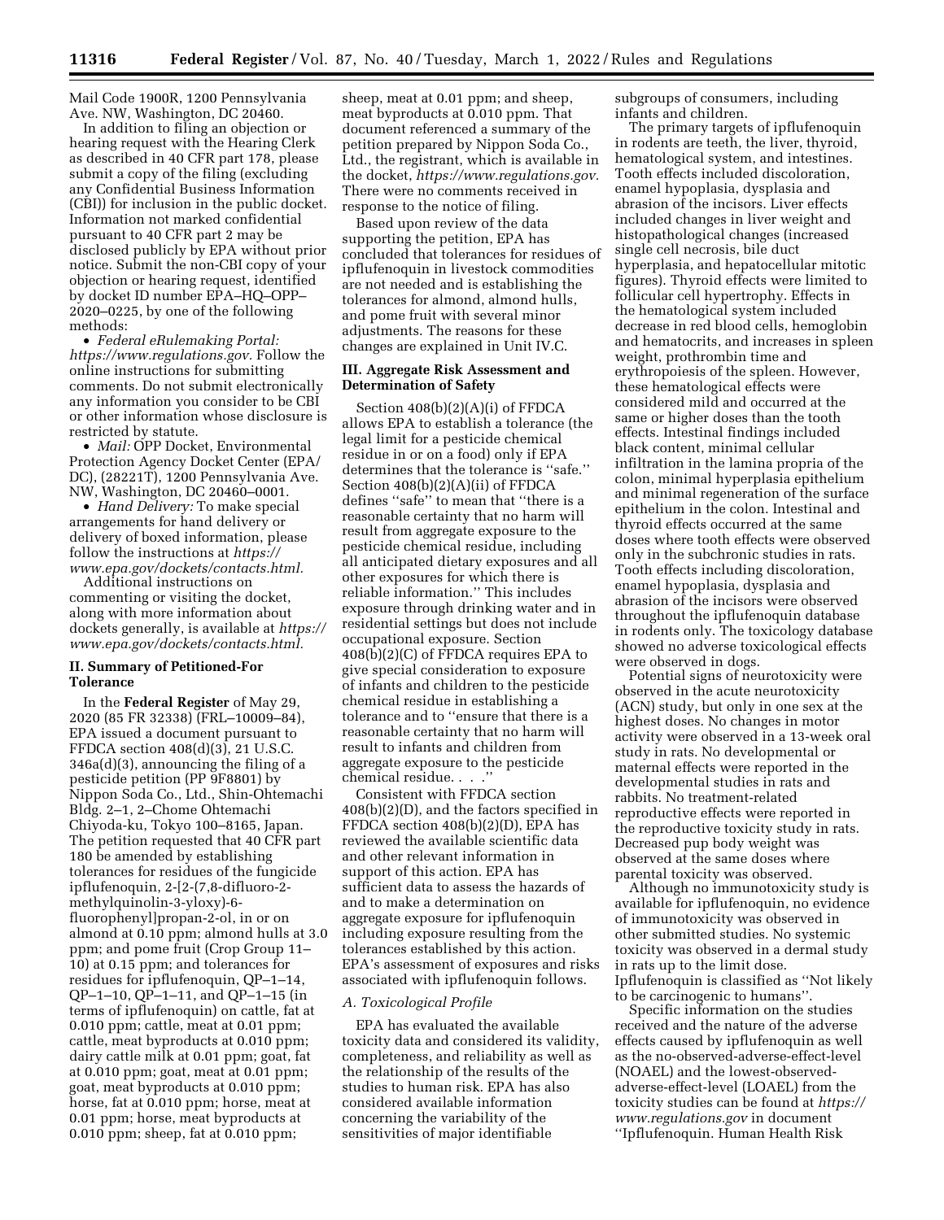Mail Code 1900R, 1200 Pennsylvania Ave. NW, Washington, DC 20460.

In addition to filing an objection or hearing request with the Hearing Clerk as described in 40 CFR part 178, please submit a copy of the filing (excluding any Confidential Business Information (CBI)) for inclusion in the public docket. Information not marked confidential pursuant to 40 CFR part 2 may be disclosed publicly by EPA without prior notice. Submit the non-CBI copy of your objection or hearing request, identified by docket ID number EPA–HQ–OPP–2020–0225, by one of the following methods:

- *Federal eRulemaking Portal: https://www.regulations.gov.* Follow the online instructions for submitting comments. Do not submit electronically any information you consider to be CBI or other information whose disclosure is restricted by statute.
- *Mail:* OPP Docket, Environmental Protection Agency Docket Center (EPA/DC), (28221T), 1200 Pennsylvania Ave. NW, Washington, DC 20460–0001.
- *Hand Delivery:* To make special arrangements for hand delivery or delivery of boxed information, please follow the instructions at *https://www.epa.gov/dockets/contacts.html.*

Additional instructions on commenting or visiting the docket, along with more information about dockets generally, is available at *https://www.epa.gov/dockets/contacts.html.*

## II. Summary of Petitioned-For Tolerance

In the **Federal Register** of May 29, 2020 (85 FR 32338) (FRL–10009–84), EPA issued a document pursuant to FFDCA section 408(d)(3), 21 U.S.C. 346a(d)(3), announcing the filing of a pesticide petition (PP 9F8801) by Nippon Soda Co., Ltd., Shin-Ohtemachi Bldg. 2–1, 2–Chome Ohtemachi Chiyoda-ku, Tokyo 100–8165, Japan. The petition requested that 40 CFR part 180 be amended by establishing tolerances for residues of the fungicide ipflufenoquin, 2-[2-(7,8-difluoro-2-methylquinolin-3-yloxy)-6-fluorophenyl]propan-2-ol, in or on almond at 0.10 ppm; almond hulls at 3.0 ppm; and pome fruit (Crop Group 11–10) at 0.15 ppm; and tolerances for residues for ipflufenoquin, QP–1–14, QP–1–10, QP–1–11, and QP–1–15 (in terms of ipflufenoquin) on cattle, fat at 0.010 ppm; cattle, meat at 0.01 ppm; cattle, meat byproducts at 0.010 ppm; dairy cattle milk at 0.01 ppm; goat, fat at 0.010 ppm; goat, meat at 0.01 ppm; goat, meat byproducts at 0.010 ppm; horse, fat at 0.010 ppm; horse, meat at 0.01 ppm; horse, meat byproducts at 0.010 ppm; sheep, fat at 0.010 ppm; sheep, meat at 0.01 ppm; and sheep, meat byproducts at 0.010 ppm. That document referenced a summary of the petition prepared by Nippon Soda Co., Ltd., the registrant, which is available in the docket, *https://www.regulations.gov.* There were no comments received in response to the notice of filing.

Based upon review of the data supporting the petition, EPA has concluded that tolerances for residues of ipflufenoquin in livestock commodities are not needed and is establishing the tolerances for almond, almond hulls, and pome fruit with several minor adjustments. The reasons for these changes are explained in Unit IV.C.

## III. Aggregate Risk Assessment and Determination of Safety

Section 408(b)(2)(A)(i) of FFDCA allows EPA to establish a tolerance (the legal limit for a pesticide chemical residue in or on a food) only if EPA determines that the tolerance is "safe." Section 408(b)(2)(A)(ii) of FFDCA defines "safe" to mean that "there is a reasonable certainty that no harm will result from aggregate exposure to the pesticide chemical residue, including all anticipated dietary exposures and all other exposures for which there is reliable information." This includes exposure through drinking water and in residential settings but does not include occupational exposure. Section 408(b)(2)(C) of FFDCA requires EPA to give special consideration to exposure of infants and children to the pesticide chemical residue in establishing a tolerance and to "ensure that there is a reasonable certainty that no harm will result to infants and children from aggregate exposure to the pesticide chemical residue. . . ."

Consistent with FFDCA section 408(b)(2)(D), and the factors specified in FFDCA section 408(b)(2)(D), EPA has reviewed the available scientific data and other relevant information in support of this action. EPA has sufficient data to assess the hazards of and to make a determination on aggregate exposure for ipflufenoquin including exposure resulting from the tolerances established by this action. EPA's assessment of exposures and risks associated with ipflufenoquin follows.

### A. Toxicological Profile

EPA has evaluated the available toxicity data and considered its validity, completeness, and reliability as well as the relationship of the results of the studies to human risk. EPA has also considered available information concerning the variability of the sensitivities of major identifiable subgroups of consumers, including infants and children.

The primary targets of ipflufenoquin in rodents are teeth, the liver, thyroid, hematological system, and intestines. Tooth effects included discoloration, enamel hypoplasia, dysplasia and abrasion of the incisors. Liver effects included changes in liver weight and histopathological changes (increased single cell necrosis, bile duct hyperplasia, and hepatocellular mitotic figures). Thyroid effects were limited to follicular cell hypertrophy. Effects in the hematological system included decrease in red blood cells, hemoglobin and hematocrits, and increases in spleen weight, prothrombin time and erythropoiesis of the spleen. However, these hematological effects were considered mild and occurred at the same or higher doses than the tooth effects. Intestinal findings included black content, minimal cellular infiltration in the lamina propria of the colon, minimal hyperplasia epithelium and minimal regeneration of the surface epithelium in the colon. Intestinal and thyroid effects occurred at the same doses where tooth effects were observed only in the subchronic studies in rats. Tooth effects including discoloration, enamel hypoplasia, dysplasia and abrasion of the incisors were observed throughout the ipflufenoquin database in rodents only. The toxicology database showed no adverse toxicological effects were observed in dogs.

Potential signs of neurotoxicity were observed in the acute neurotoxicity (ACN) study, but only in one sex at the highest doses. No changes in motor activity were observed in a 13-week oral study in rats. No developmental or maternal effects were reported in the developmental studies in rats and rabbits. No treatment-related reproductive effects were reported in the reproductive toxicity study in rats. Decreased pup body weight was observed at the same doses where parental toxicity was observed.

Although no immunotoxicity study is available for ipflufenoquin, no evidence of immunotoxicity was observed in other submitted studies. No systemic toxicity was observed in a dermal study in rats up to the limit dose. Ipflufenoquin is classified as "Not likely to be carcinogenic to humans".

Specific information on the studies received and the nature of the adverse effects caused by ipflufenoquin as well as the no-observed-adverse-effect-level (NOAEL) and the lowest-observed-adverse-effect-level (LOAEL) from the toxicity studies can be found at *https://www.regulations.gov* in document "Ipflufenoquin. Human Health Risk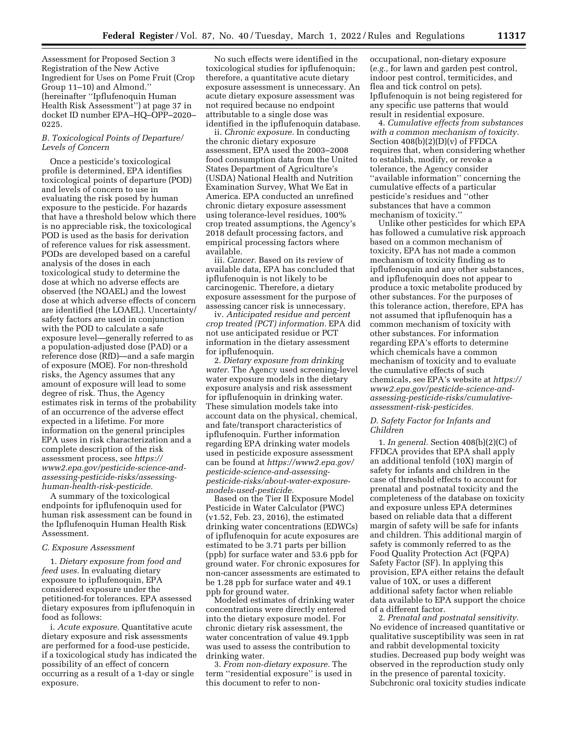Assessment for Proposed Section 3 Registration of the New Active Ingredient for Uses on Pome Fruit (Crop Group 11–10) and Almond.'' (hereinafter ''Ipflufenoquin Human Health Risk Assessment'') at page 37 in docket ID number EPA–HQ–OPP–2020–0225.

### B. Toxicological Points of Departure/Levels of Concern

Once a pesticide's toxicological profile is determined, EPA identifies toxicological points of departure (POD) and levels of concern to use in evaluating the risk posed by human exposure to the pesticide. For hazards that have a threshold below which there is no appreciable risk, the toxicological POD is used as the basis for derivation of reference values for risk assessment. PODs are developed based on a careful analysis of the doses in each toxicological study to determine the dose at which no adverse effects are observed (the NOAEL) and the lowest dose at which adverse effects of concern are identified (the LOAEL). Uncertainty/safety factors are used in conjunction with the POD to calculate a safe exposure level—generally referred to as a population-adjusted dose (PAD) or a reference dose (RfD)—and a safe margin of exposure (MOE). For non-threshold risks, the Agency assumes that any amount of exposure will lead to some degree of risk. Thus, the Agency estimates risk in terms of the probability of an occurrence of the adverse effect expected in a lifetime. For more information on the general principles EPA uses in risk characterization and a complete description of the risk assessment process, see *https://www2.epa.gov/pesticide-science-and-assessing-pesticide-risks/assessing-human-health-risk-pesticide.*

A summary of the toxicological endpoints for ipflufenoquin used for human risk assessment can be found in the Ipflufenoquin Human Health Risk Assessment.

### C. Exposure Assessment

1. *Dietary exposure from food and feed uses.* In evaluating dietary exposure to ipflufenoquin, EPA considered exposure under the petitioned-for tolerances. EPA assessed dietary exposures from ipflufenoquin in food as follows:

i. *Acute exposure.* Quantitative acute dietary exposure and risk assessments are performed for a food-use pesticide, if a toxicological study has indicated the possibility of an effect of concern occurring as a result of a 1-day or single exposure.

No such effects were identified in the toxicological studies for ipflufenoquin; therefore, a quantitative acute dietary exposure assessment is unnecessary. An acute dietary exposure assessment was not required because no endpoint attributable to a single dose was identified in the ipflufenoquin database.

ii. *Chronic exposure.* In conducting the chronic dietary exposure assessment, EPA used the 2003–2008 food consumption data from the United States Department of Agriculture's (USDA) National Health and Nutrition Examination Survey, What We Eat in America. EPA conducted an unrefined chronic dietary exposure assessment using tolerance-level residues, 100% crop treated assumptions, the Agency's 2018 default processing factors, and empirical processing factors where available.

iii. *Cancer.* Based on its review of available data, EPA has concluded that ipflufenoquin is not likely to be carcinogenic. Therefore, a dietary exposure assessment for the purpose of assessing cancer risk is unnecessary.

iv. *Anticipated residue and percent crop treated (PCT) information.* EPA did not use anticipated residue or PCT information in the dietary assessment for ipflufenoquin.

2. *Dietary exposure from drinking water.* The Agency used screening-level water exposure models in the dietary exposure analysis and risk assessment for ipflufenoquin in drinking water. These simulation models take into account data on the physical, chemical, and fate/transport characteristics of ipflufenoquin. Further information regarding EPA drinking water models used in pesticide exposure assessment can be found at *https://www2.epa.gov/pesticide-science-and-assessing-pesticide-risks/about-water-exposure-models-used-pesticide.*

Based on the Tier II Exposure Model Pesticide in Water Calculator (PWC) (v1.52, Feb. 23, 2016), the estimated drinking water concentrations (EDWCs) of ipflufenoquin for acute exposures are estimated to be 3.71 parts per billion (ppb) for surface water and 53.6 ppb for ground water. For chronic exposures for non-cancer assessments are estimated to be 1.28 ppb for surface water and 49.1 ppb for ground water.

Modeled estimates of drinking water concentrations were directly entered into the dietary exposure model. For chronic dietary risk assessment, the water concentration of value 49.1ppb was used to assess the contribution to drinking water.

3. *From non-dietary exposure.* The term ''residential exposure'' is used in this document to refer to non-occupational, non-dietary exposure (*e.g.,* for lawn and garden pest control, indoor pest control, termiticides, and flea and tick control on pets). Ipflufenoquin is not being registered for any specific use patterns that would result in residential exposure.

4. *Cumulative effects from substances with a common mechanism of toxicity.* Section 408(b)(2)(D)(v) of FFDCA requires that, when considering whether to establish, modify, or revoke a tolerance, the Agency consider ''available information'' concerning the cumulative effects of a particular pesticide's residues and ''other substances that have a common mechanism of toxicity.''

Unlike other pesticides for which EPA has followed a cumulative risk approach based on a common mechanism of toxicity, EPA has not made a common mechanism of toxicity finding as to ipflufenoquin and any other substances, and ipflufenoquin does not appear to produce a toxic metabolite produced by other substances. For the purposes of this tolerance action, therefore, EPA has not assumed that ipflufenoquin has a common mechanism of toxicity with other substances. For information regarding EPA's efforts to determine which chemicals have a common mechanism of toxicity and to evaluate the cumulative effects of such chemicals, see EPA's website at *https://www2.epa.gov/pesticide-science-and-assessing-pesticide-risks/cumulative-assessment-risk-pesticides.*

### D. Safety Factor for Infants and Children

1. *In general.* Section 408(b)(2)(C) of FFDCA provides that EPA shall apply an additional tenfold (10X) margin of safety for infants and children in the case of threshold effects to account for prenatal and postnatal toxicity and the completeness of the database on toxicity and exposure unless EPA determines based on reliable data that a different margin of safety will be safe for infants and children. This additional margin of safety is commonly referred to as the Food Quality Protection Act (FQPA) Safety Factor (SF). In applying this provision, EPA either retains the default value of 10X, or uses a different additional safety factor when reliable data available to EPA support the choice of a different factor.

2. *Prenatal and postnatal sensitivity.* No evidence of increased quantitative or qualitative susceptibility was seen in rat and rabbit developmental toxicity studies. Decreased pup body weight was observed in the reproduction study only in the presence of parental toxicity. Subchronic oral toxicity studies indicate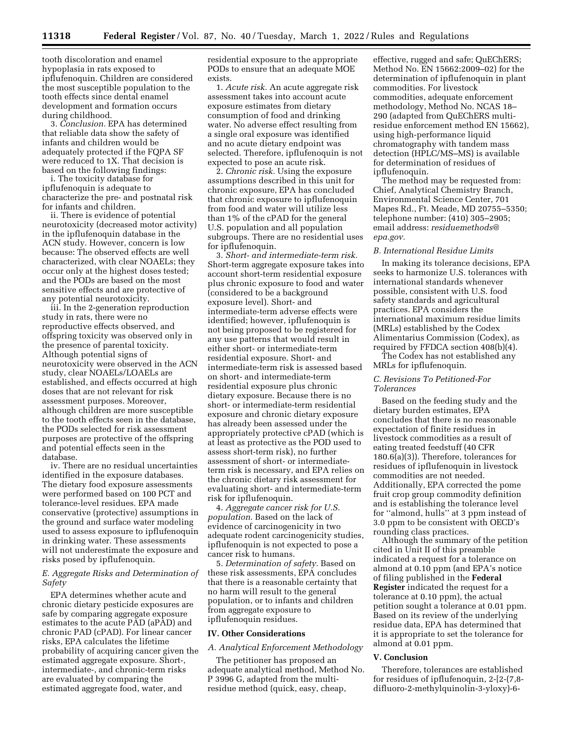tooth discoloration and enamel hypoplasia in rats exposed to ipflufenoquin. Children are considered the most susceptible population to the tooth effects since dental enamel development and formation occurs during childhood.

3. *Conclusion.* EPA has determined that reliable data show the safety of infants and children would be adequately protected if the FQPA SF were reduced to 1X. That decision is based on the following findings:

i. The toxicity database for ipflufenoquin is adequate to characterize the pre- and postnatal risk for infants and children.

ii. There is evidence of potential neurotoxicity (decreased motor activity) in the ipflufenoquin database in the ACN study. However, concern is low because: The observed effects are well characterized, with clear NOAELs; they occur only at the highest doses tested; and the PODs are based on the most sensitive effects and are protective of any potential neurotoxicity.

iii. In the 2-generation reproduction study in rats, there were no reproductive effects observed, and offspring toxicity was observed only in the presence of parental toxicity. Although potential signs of neurotoxicity were observed in the ACN study, clear NOAELs/LOAELs are established, and effects occurred at high doses that are not relevant for risk assessment purposes. Moreover, although children are more susceptible to the tooth effects seen in the database, the PODs selected for risk assessment purposes are protective of the offspring and potential effects seen in the database.

iv. There are no residual uncertainties identified in the exposure databases. The dietary food exposure assessments were performed based on 100 PCT and tolerance-level residues. EPA made conservative (protective) assumptions in the ground and surface water modeling used to assess exposure to ipflufenoquin in drinking water. These assessments will not underestimate the exposure and risks posed by ipflufenoquin.

### E. Aggregate Risks and Determination of Safety

EPA determines whether acute and chronic dietary pesticide exposures are safe by comparing aggregate exposure estimates to the acute PAD (aPAD) and chronic PAD (cPAD). For linear cancer risks, EPA calculates the lifetime probability of acquiring cancer given the estimated aggregate exposure. Short-, intermediate-, and chronic-term risks are evaluated by comparing the estimated aggregate food, water, and residential exposure to the appropriate PODs to ensure that an adequate MOE exists.

1. *Acute risk.* An acute aggregate risk assessment takes into account acute exposure estimates from dietary consumption of food and drinking water. No adverse effect resulting from a single oral exposure was identified and no acute dietary endpoint was selected. Therefore, ipflufenoquin is not expected to pose an acute risk.

2. *Chronic risk.* Using the exposure assumptions described in this unit for chronic exposure, EPA has concluded that chronic exposure to ipflufenoquin from food and water will utilize less than 1% of the cPAD for the general U.S. population and all population subgroups. There are no residential uses for ipflufenoquin.

3. *Short- and intermediate-term risk.* Short-term aggregate exposure takes into account short-term residential exposure plus chronic exposure to food and water (considered to be a background exposure level). Short- and intermediate-term adverse effects were identified; however, ipflufenoquin is not being proposed to be registered for any use patterns that would result in either short- or intermediate-term residential exposure. Short- and intermediate-term risk is assessed based on short- and intermediate-term residential exposure plus chronic dietary exposure. Because there is no short- or intermediate-term residential exposure and chronic dietary exposure has already been assessed under the appropriately protective cPAD (which is at least as protective as the POD used to assess short-term risk), no further assessment of short- or intermediate-term risk is necessary, and EPA relies on the chronic dietary risk assessment for evaluating short- and intermediate-term risk for ipflufenoquin.

4. *Aggregate cancer risk for U.S. population.* Based on the lack of evidence of carcinogenicity in two adequate rodent carcinogenicity studies, ipflufenoquin is not expected to pose a cancer risk to humans.

5. *Determination of safety.* Based on these risk assessments, EPA concludes that there is a reasonable certainty that no harm will result to the general population, or to infants and children from aggregate exposure to ipflufenoquin residues.

## IV. Other Considerations

### A. Analytical Enforcement Methodology

The petitioner has proposed an adequate analytical method, Method No. P 3996 G, adapted from the multi-residue method (quick, easy, cheap, effective, rugged and safe; QuEChERS; Method No. EN 15662:2009–02) for the determination of ipflufenoquin in plant commodities. For livestock commodities, adequate enforcement methodology, Method No. NCAS 18–290 (adapted from QuEChERS multi-residue enforcement method EN 15662), using high-performance liquid chromatography with tandem mass detection (HPLC/MS–MS) is available for determination of residues of ipflufenoquin.

The method may be requested from: Chief, Analytical Chemistry Branch, Environmental Science Center, 701 Mapes Rd., Ft. Meade, MD 20755–5350; telephone number: (410) 305–2905; email address: *residuemethods@epa.gov.*

### B. International Residue Limits

In making its tolerance decisions, EPA seeks to harmonize U.S. tolerances with international standards whenever possible, consistent with U.S. food safety standards and agricultural practices. EPA considers the international maximum residue limits (MRLs) established by the Codex Alimentarius Commission (Codex), as required by FFDCA section 408(b)(4).

The Codex has not established any MRLs for ipflufenoquin.

### C. Revisions To Petitioned-For Tolerances

Based on the feeding study and the dietary burden estimates, EPA concludes that there is no reasonable expectation of finite residues in livestock commodities as a result of eating treated feedstuff (40 CFR 180.6(a)(3)). Therefore, tolerances for residues of ipflufenoquin in livestock commodities are not needed. Additionally, EPA corrected the pome fruit crop group commodity definition and is establishing the tolerance level for ''almond, hulls'' at 3 ppm instead of 3.0 ppm to be consistent with OECD's rounding class practices.

Although the summary of the petition cited in Unit II of this preamble indicated a request for a tolerance on almond at 0.10 ppm (and EPA's notice of filing published in the **Federal Register** indicated the request for a tolerance at 0.10 ppm), the actual petition sought a tolerance at 0.01 ppm. Based on its review of the underlying residue data, EPA has determined that it is appropriate to set the tolerance for almond at 0.01 ppm.

## V. Conclusion

Therefore, tolerances are established for residues of ipflufenoquin, 2-[2-(7,8-difluoro-2-methylquinolin-3-yloxy)-6-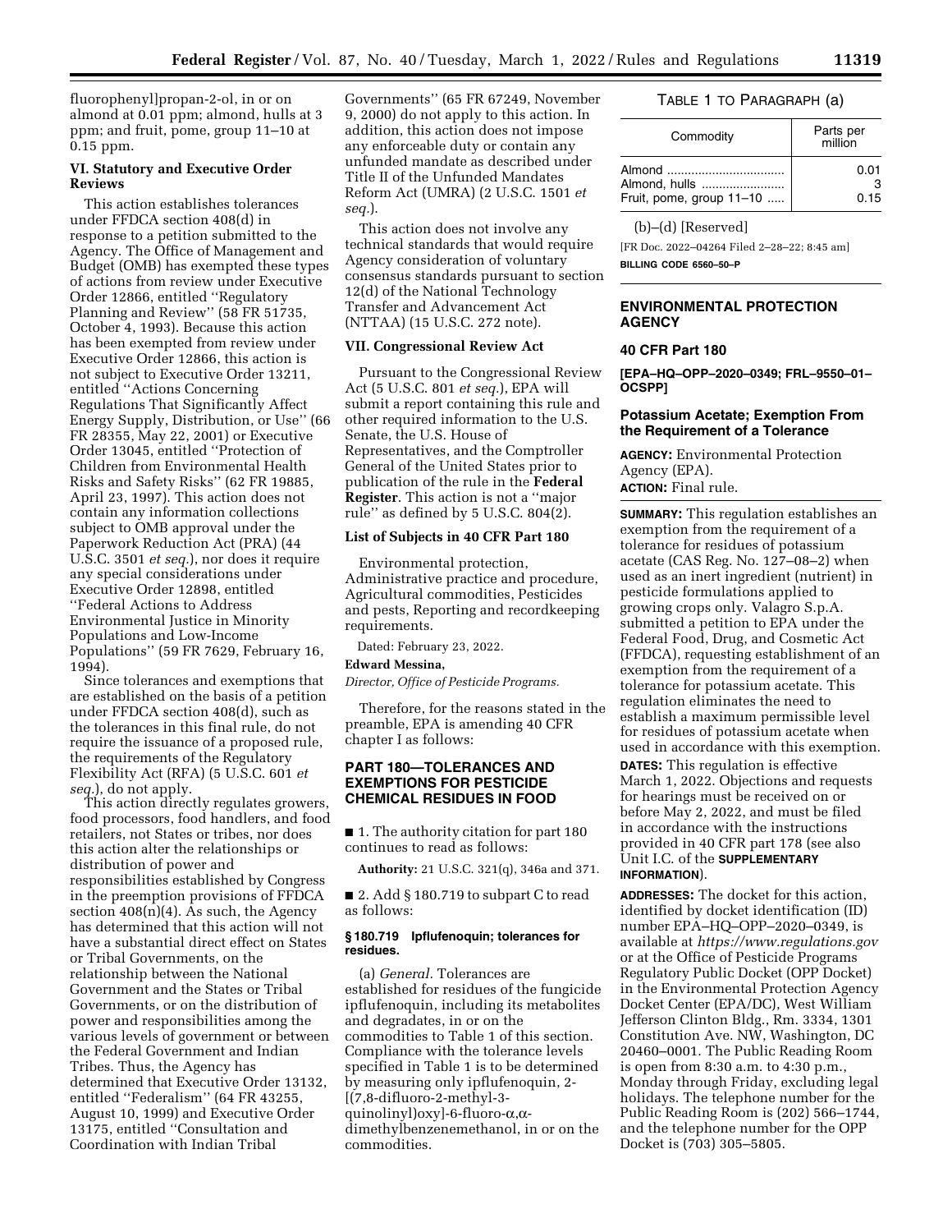fluorophenyl]propan-2-ol, in or on almond at 0.01 ppm; almond, hulls at 3 ppm; and fruit, pome, group 11–10 at 0.15 ppm.

### VI. Statutory and Executive Order Reviews

This action establishes tolerances under FFDCA section 408(d) in response to a petition submitted to the Agency. The Office of Management and Budget (OMB) has exempted these types of actions from review under Executive Order 12866, entitled ''Regulatory Planning and Review'' (58 FR 51735, October 4, 1993). Because this action has been exempted from review under Executive Order 12866, this action is not subject to Executive Order 13211, entitled ''Actions Concerning Regulations That Significantly Affect Energy Supply, Distribution, or Use'' (66 FR 28355, May 22, 2001) or Executive Order 13045, entitled ''Protection of Children from Environmental Health Risks and Safety Risks'' (62 FR 19885, April 23, 1997). This action does not contain any information collections subject to OMB approval under the Paperwork Reduction Act (PRA) (44 U.S.C. 3501 *et seq.*), nor does it require any special considerations under Executive Order 12898, entitled ''Federal Actions to Address Environmental Justice in Minority Populations and Low-Income Populations'' (59 FR 7629, February 16, 1994).

Since tolerances and exemptions that are established on the basis of a petition under FFDCA section 408(d), such as the tolerances in this final rule, do not require the issuance of a proposed rule, the requirements of the Regulatory Flexibility Act (RFA) (5 U.S.C. 601 *et seq.*), do not apply.

This action directly regulates growers, food processors, food handlers, and food retailers, not States or tribes, nor does this action alter the relationships or distribution of power and responsibilities established by Congress in the preemption provisions of FFDCA section 408(n)(4). As such, the Agency has determined that this action will not have a substantial direct effect on States or Tribal Governments, on the relationship between the National Government and the States or Tribal Governments, or on the distribution of power and responsibilities among the various levels of government or between the Federal Government and Indian Tribes. Thus, the Agency has determined that Executive Order 13132, entitled ''Federalism'' (64 FR 43255, August 10, 1999) and Executive Order 13175, entitled ''Consultation and Coordination with Indian Tribal Governments'' (65 FR 67249, November 9, 2000) do not apply to this action. In addition, this action does not impose any enforceable duty or contain any unfunded mandate as described under Title II of the Unfunded Mandates Reform Act (UMRA) (2 U.S.C. 1501 *et seq.*).

This action does not involve any technical standards that would require Agency consideration of voluntary consensus standards pursuant to section 12(d) of the National Technology Transfer and Advancement Act (NTTAA) (15 U.S.C. 272 note).

### VII. Congressional Review Act

Pursuant to the Congressional Review Act (5 U.S.C. 801 *et seq.*), EPA will submit a report containing this rule and other required information to the U.S. Senate, the U.S. House of Representatives, and the Comptroller General of the United States prior to publication of the rule in the **Federal Register**. This action is not a ''major rule'' as defined by 5 U.S.C. 804(2).

### List of Subjects in 40 CFR Part 180

Environmental protection, Administrative practice and procedure, Agricultural commodities, Pesticides and pests, Reporting and recordkeeping requirements.

Dated: February 23, 2022.

**Edward Messina,**

*Director, Office of Pesticide Programs.*

Therefore, for the reasons stated in the preamble, EPA is amending 40 CFR chapter I as follows:

## PART 180—TOLERANCES AND EXEMPTIONS FOR PESTICIDE CHEMICAL RESIDUES IN FOOD

■ 1. The authority citation for part 180 continues to read as follows:

**Authority:** 21 U.S.C. 321(q), 346a and 371.

■ 2. Add § 180.719 to subpart C to read as follows:

#### § 180.719 Ipflufenoquin; tolerances for residues.

(a) *General.* Tolerances are established for residues of the fungicide ipflufenoquin, including its metabolites and degradates, in or on the commodities to Table 1 of this section. Compliance with the tolerance levels specified in Table 1 is to be determined by measuring only ipflufenoquin, 2-[(7,8-difluoro-2-methyl-3-quinolinyl)oxy]-6-fluoro-α,α-dimethylbenzenemethanol, in or on the commodities.

TABLE 1 TO PARAGRAPH (a)

| Commodity | Parts per million |
|---|---|
| Almond | 0.01 |
| Almond, hulls | 3 |
| Fruit, pome, group 11–10 | 0.15 |

(b)–(d) [Reserved]

[FR Doc. 2022–04264 Filed 2–28–22; 8:45 am]

**BILLING CODE 6560–50–P**

---

## ENVIRONMENTAL PROTECTION AGENCY

### 40 CFR Part 180

**[EPA–HQ–OPP–2020–0349; FRL–9550–01–OCSPP]**

### Potassium Acetate; Exemption From the Requirement of a Tolerance

**AGENCY:** Environmental Protection Agency (EPA).

**ACTION:** Final rule.

**SUMMARY:** This regulation establishes an exemption from the requirement of a tolerance for residues of potassium acetate (CAS Reg. No. 127–08–2) when used as an inert ingredient (nutrient) in pesticide formulations applied to growing crops only. Valagro S.p.A. submitted a petition to EPA under the Federal Food, Drug, and Cosmetic Act (FFDCA), requesting establishment of an exemption from the requirement of a tolerance for potassium acetate. This regulation eliminates the need to establish a maximum permissible level for residues of potassium acetate when used in accordance with this exemption.

**DATES:** This regulation is effective March 1, 2022. Objections and requests for hearings must be received on or before May 2, 2022, and must be filed in accordance with the instructions provided in 40 CFR part 178 (see also Unit I.C. of the **SUPPLEMENTARY INFORMATION**).

**ADDRESSES:** The docket for this action, identified by docket identification (ID) number EPA–HQ–OPP–2020–0349, is available at *https://www.regulations.gov* or at the Office of Pesticide Programs Regulatory Public Docket (OPP Docket) in the Environmental Protection Agency Docket Center (EPA/DC), West William Jefferson Clinton Bldg., Rm. 3334, 1301 Constitution Ave. NW, Washington, DC 20460–0001. The Public Reading Room is open from 8:30 a.m. to 4:30 p.m., Monday through Friday, excluding legal holidays. The telephone number for the Public Reading Room is (202) 566–1744, and the telephone number for the OPP Docket is (703) 305–5805.